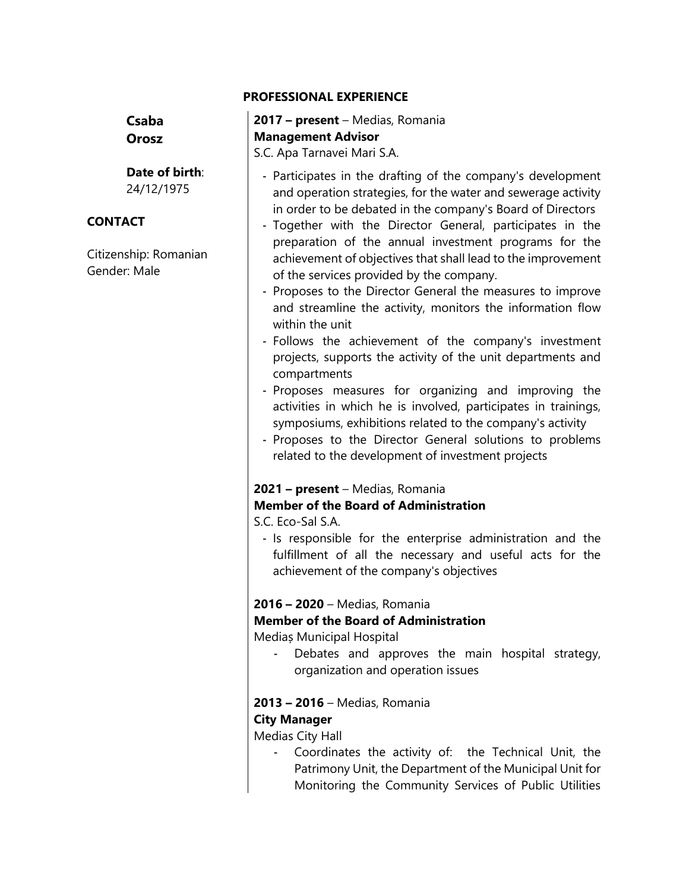**Csaba Orosz**

**Date of birth**: 24/12/1975

## CONTACT

Citizenship: Romanian
Gender: Male

## PROFESSIONAL EXPERIENCE

**2017 – present** – Medias, Romania
**Management Advisor**
S.C. Apa Tarnavei Mari S.A.

- Participates in the drafting of the company's development and operation strategies, for the water and sewerage activity in order to be debated in the company's Board of Directors
- Together with the Director General, participates in the preparation of the annual investment programs for the achievement of objectives that shall lead to the improvement of the services provided by the company.
- Proposes to the Director General the measures to improve and streamline the activity, monitors the information flow within the unit
- Follows the achievement of the company's investment projects, supports the activity of the unit departments and compartments
- Proposes measures for organizing and improving the activities in which he is involved, participates in trainings, symposiums, exhibitions related to the company's activity
- Proposes to the Director General solutions to problems related to the development of investment projects

**2021 – present** – Medias, Romania
**Member of the Board of Administration**
S.C. Eco-Sal S.A.

- Is responsible for the enterprise administration and the fulfillment of all the necessary and useful acts for the achievement of the company's objectives

**2016 – 2020** – Medias, Romania
**Member of the Board of Administration**
Mediaș Municipal Hospital

- Debates and approves the main hospital strategy, organization and operation issues

**2013 – 2016** – Medias, Romania
**City Manager**
Medias City Hall

- Coordinates the activity of: the Technical Unit, the Patrimony Unit, the Department of the Municipal Unit for Monitoring the Community Services of Public Utilities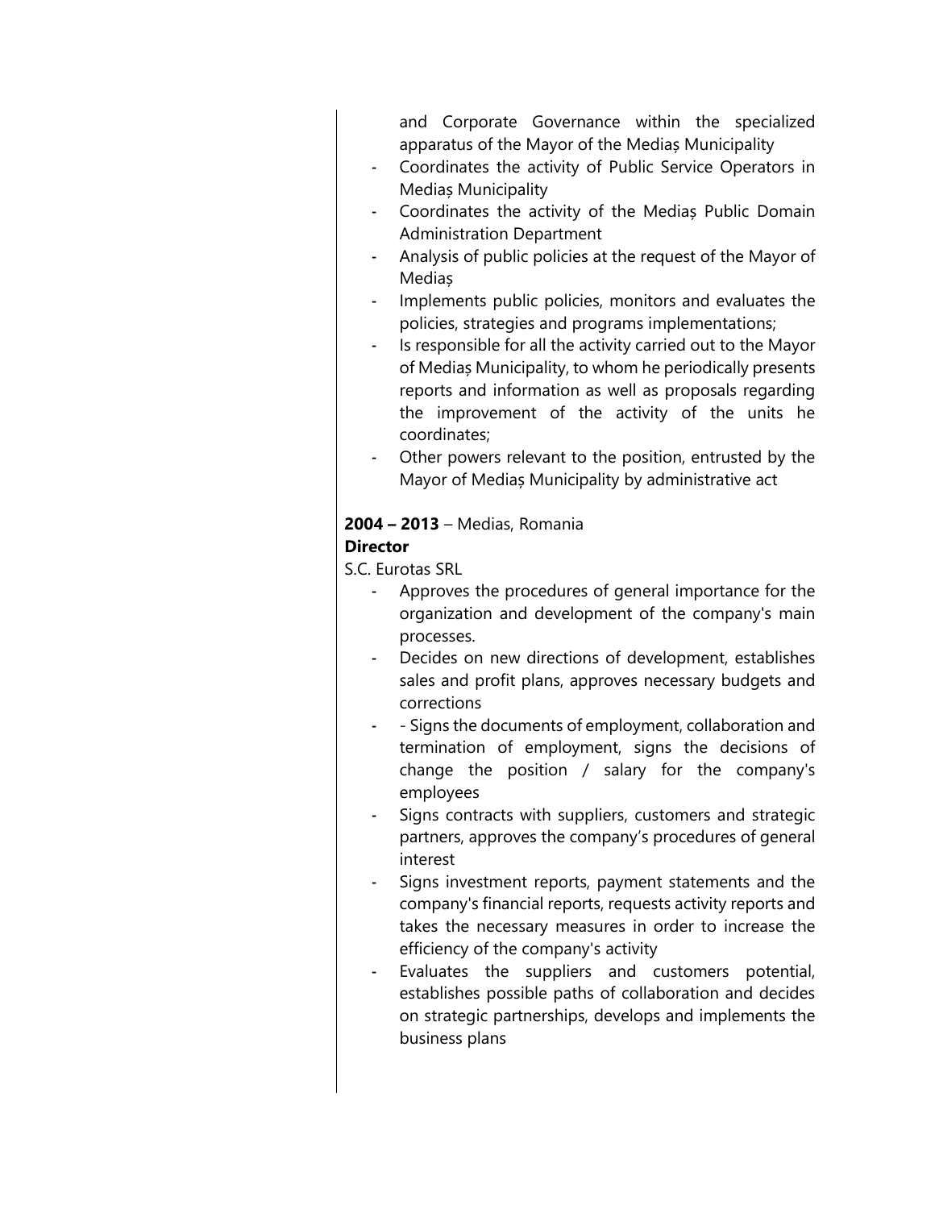and Corporate Governance within the specialized apparatus of the Mayor of the Mediaș Municipality

- Coordinates the activity of Public Service Operators in Mediaș Municipality
- Coordinates the activity of the Mediaș Public Domain Administration Department
- Analysis of public policies at the request of the Mayor of Mediaș
- Implements public policies, monitors and evaluates the policies, strategies and programs implementations;
- Is responsible for all the activity carried out to the Mayor of Mediaș Municipality, to whom he periodically presents reports and information as well as proposals regarding the improvement of the activity of the units he coordinates;
- Other powers relevant to the position, entrusted by the Mayor of Mediaș Municipality by administrative act

**2004 – 2013** – Medias, Romania
**Director**
S.C. Eurotas SRL

- Approves the procedures of general importance for the organization and development of the company's main processes.
- Decides on new directions of development, establishes sales and profit plans, approves necessary budgets and corrections
- - Signs the documents of employment, collaboration and termination of employment, signs the decisions of change the position / salary for the company's employees
- Signs contracts with suppliers, customers and strategic partners, approves the company's procedures of general interest
- Signs investment reports, payment statements and the company's financial reports, requests activity reports and takes the necessary measures in order to increase the efficiency of the company's activity
- Evaluates the suppliers and customers potential, establishes possible paths of collaboration and decides on strategic partnerships, develops and implements the business plans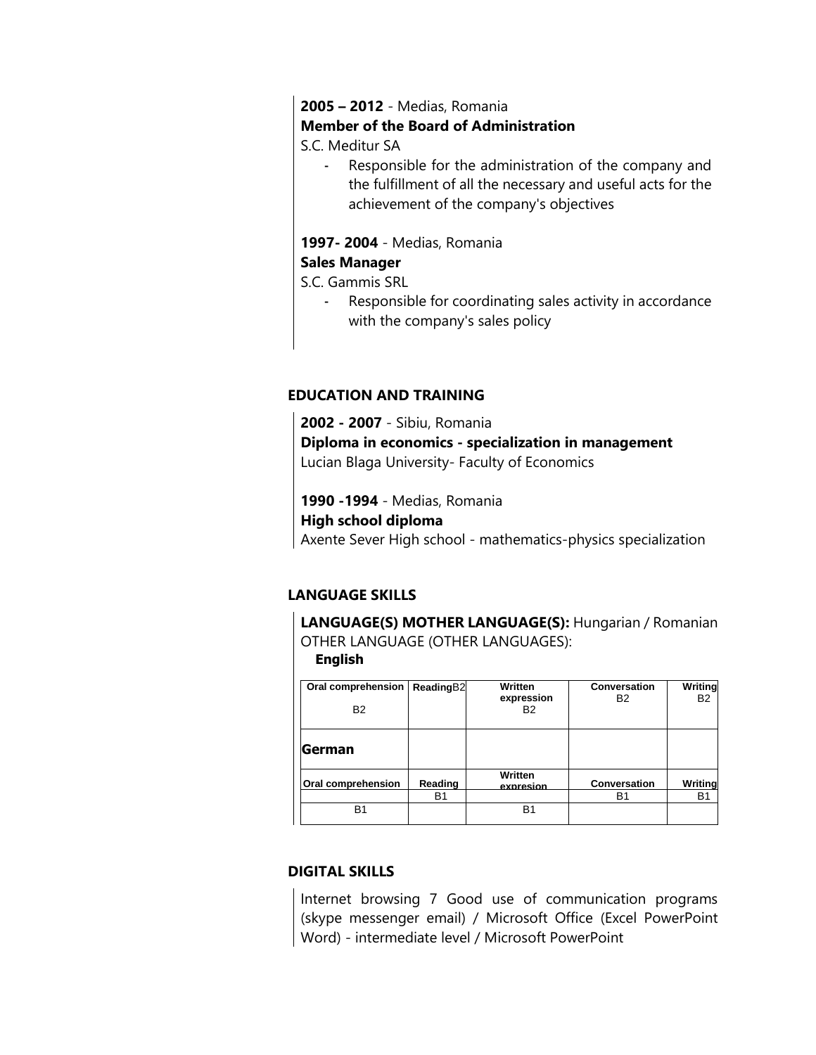**2005 – 2012** - Medias, Romania

**Member of the Board of Administration**

S.C. Meditur SA

- Responsible for the administration of the company and the fulfillment of all the necessary and useful acts for the achievement of the company's objectives

**1997- 2004** - Medias, Romania

**Sales Manager**

S.C. Gammis SRL

- Responsible for coordinating sales activity in accordance with the company's sales policy

## EDUCATION AND TRAINING

**2002 - 2007** - Sibiu, Romania

**Diploma in economics - specialization in management**

Lucian Blaga University- Faculty of Economics

**1990 -1994** - Medias, Romania

**High school diploma**

Axente Sever High school - mathematics-physics specialization

## LANGUAGE SKILLS

**LANGUAGE(S) MOTHER LANGUAGE(S):** Hungarian / Romanian

OTHER LANGUAGE (OTHER LANGUAGES):

**English**

| **Oral comprehension** B2 | **Reading**B2 | **Written expression** B2 | **Conversation** B2 | **Writing** B2 |
|---|---|---|---|---|
| **German** | | | | |
| **Oral comprehension** | **Reading** | **Written expresion** | **Conversation** | **Writing** |
| | B1 | | B1 | B1 |
| B1 | | B1 | | |

## DIGITAL SKILLS

Internet browsing 7 Good use of communication programs (skype messenger email) / Microsoft Office (Excel PowerPoint Word) - intermediate level / Microsoft PowerPoint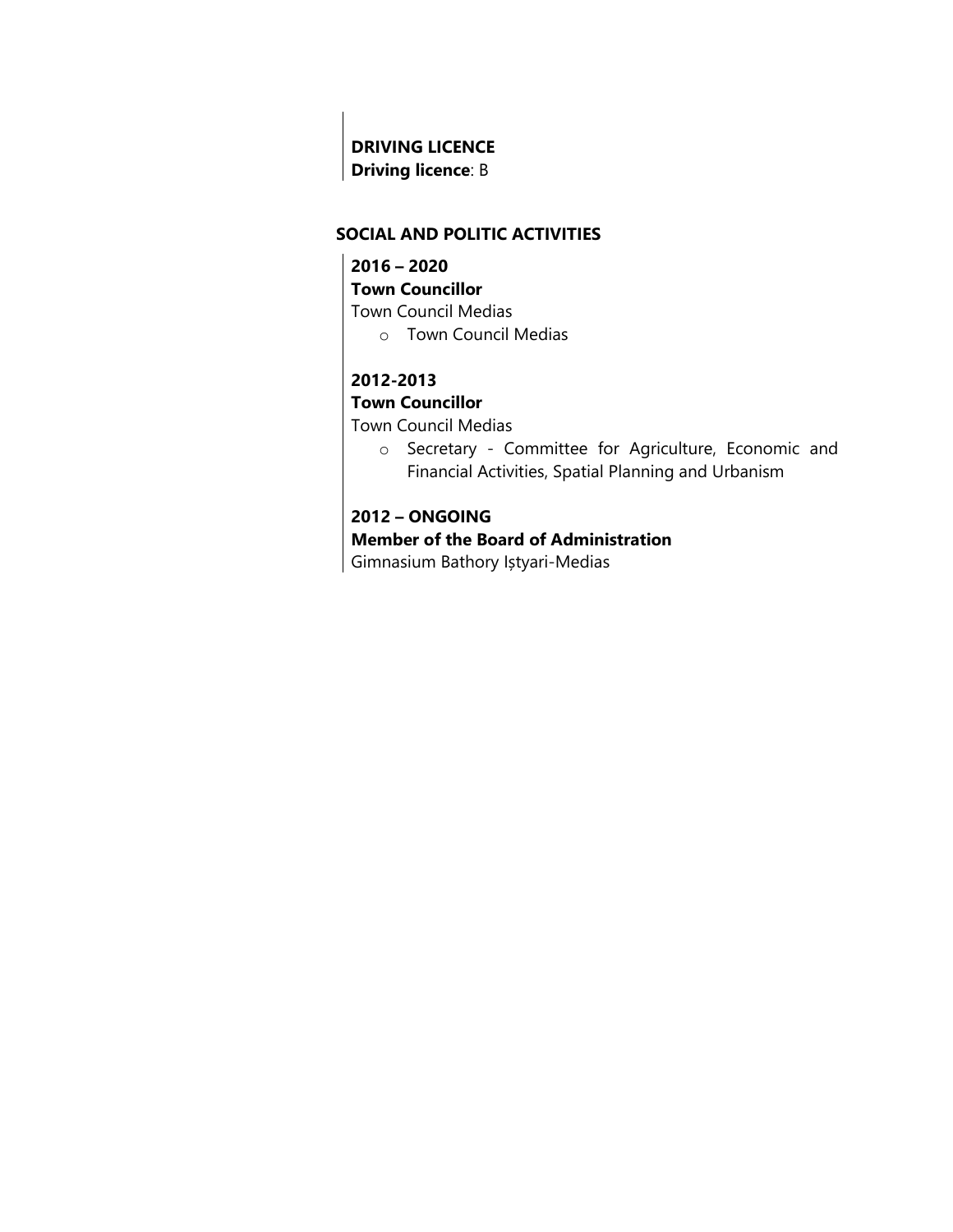**DRIVING LICENCE**

**Driving licence**: B

## SOCIAL AND POLITIC ACTIVITIES

**2016 – 2020**

**Town Councillor**

Town Council Medias

- Town Council Medias

**2012-2013**

**Town Councillor**

Town Council Medias

- Secretary - Committee for Agriculture, Economic and Financial Activities, Spatial Planning and Urbanism

**2012 – ONGOING**

**Member of the Board of Administration**

Gimnasium Bathory Iștyari-Medias